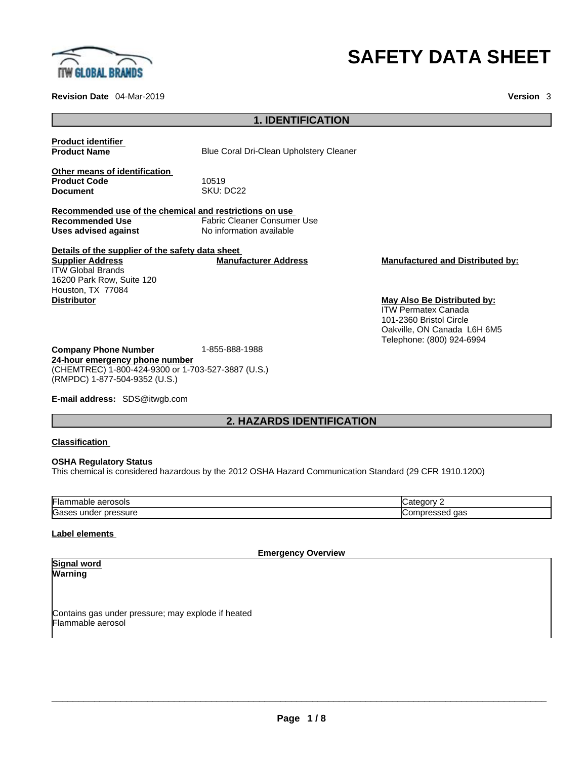# SAFETY DATA SHEET

**Revision Date** 04-Mar-2019 **Version** 3

## 1. IDENTIFICATION

**Product identifier**
**Product Name** Blue Coral Dri-Clean Upholstery Cleaner

**Other means of identification**
**Product Code** 10519
**Document** SKU: DC22

**Recommended use of the chemical and restrictions on use**
**Recommended Use** Fabric Cleaner Consumer Use
**Uses advised against** No information available

**Details of the supplier of the safety data sheet**

**Supplier Address**
ITW Global Brands
16200 Park Row, Suite 120
Houston, TX 77084

**Manufacturer Address**

**Manufactured and Distributed by:**

**Distributor**

**May Also Be Distributed by:**
ITW Permatex Canada
101-2360 Bristol Circle
Oakville, ON Canada L6H 6M5
Telephone: (800) 924-6994

**Company Phone Number** 1-855-888-1988
**24-hour emergency phone number**
(CHEMTREC) 1-800-424-9300 or 1-703-527-3887 (U.S.)
(RMPDC) 1-877-504-9352 (U.S.)

**E-mail address:** SDS@itwgb.com

## 2. HAZARDS IDENTIFICATION

**Classification**

**OSHA Regulatory Status**
This chemical is considered hazardous by the 2012 OSHA Hazard Communication Standard (29 CFR 1910.1200)

| | |
|---|---|
| Flammable aerosols | Category 2 |
| Gases under pressure | Compressed gas |

**Label elements**

**Emergency Overview**

**Signal word**
**Warning**

Contains gas under pressure; may explode if heated
Flammable aerosol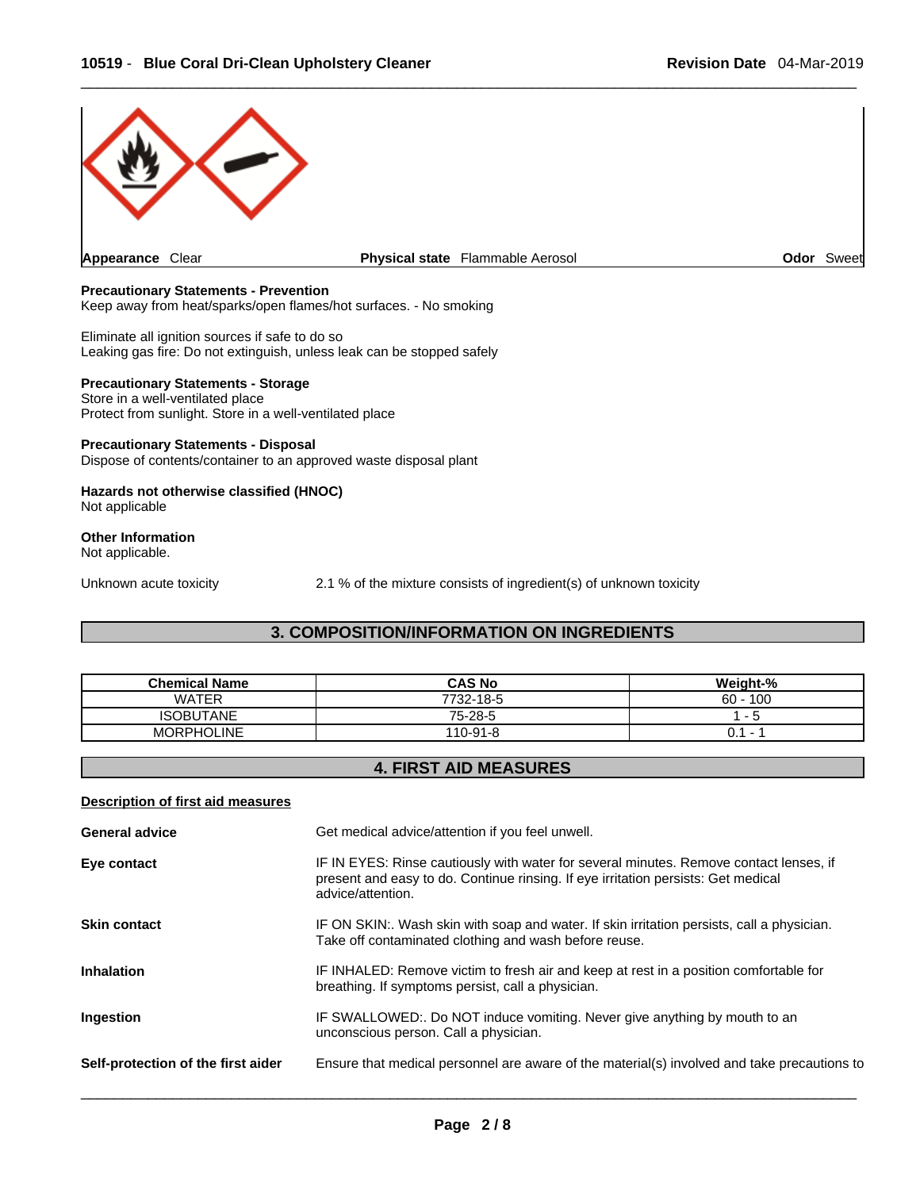| Appearance Clear | Physical state Flammable Aerosol | Odor Sweet |
| --- | --- | --- |

**Precautionary Statements - Prevention**
Keep away from heat/sparks/open flames/hot surfaces. - No smoking

Eliminate all ignition sources if safe to do so
Leaking gas fire: Do not extinguish, unless leak can be stopped safely

**Precautionary Statements - Storage**
Store in a well-ventilated place
Protect from sunlight. Store in a well-ventilated place

**Precautionary Statements - Disposal**
Dispose of contents/container to an approved waste disposal plant

**Hazards not otherwise classified (HNOC)**
Not applicable

**Other Information**
Not applicable.

Unknown acute toxicity 2.1 % of the mixture consists of ingredient(s) of unknown toxicity

## 3. COMPOSITION/INFORMATION ON INGREDIENTS

| Chemical Name | CAS No | Weight-% |
| --- | --- | --- |
| WATER | 7732-18-5 | 60 - 100 |
| ISOBUTANE | 75-28-5 | 1 - 5 |
| MORPHOLINE | 110-91-8 | 0.1 - 1 |

## 4. FIRST AID MEASURES

**Description of first aid measures**

**General advice** Get medical advice/attention if you feel unwell.

**Eye contact** IF IN EYES: Rinse cautiously with water for several minutes. Remove contact lenses, if present and easy to do. Continue rinsing. If eye irritation persists: Get medical advice/attention.

**Skin contact** IF ON SKIN:. Wash skin with soap and water. If skin irritation persists, call a physician. Take off contaminated clothing and wash before reuse.

**Inhalation** IF INHALED: Remove victim to fresh air and keep at rest in a position comfortable for breathing. If symptoms persist, call a physician.

**Ingestion** IF SWALLOWED:. Do NOT induce vomiting. Never give anything by mouth to an unconscious person. Call a physician.

**Self-protection of the first aider** Ensure that medical personnel are aware of the material(s) involved and take precautions to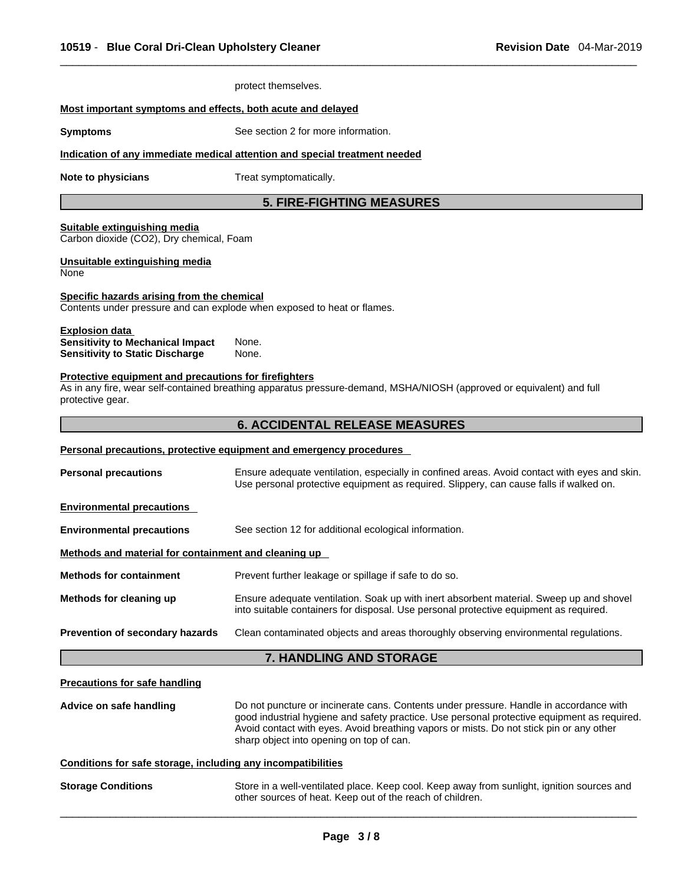protect themselves.

**Most important symptoms and effects, both acute and delayed**

| | |
|---|---|
| **Symptoms** | See section 2 for more information. |

**Indication of any immediate medical attention and special treatment needed**

| | |
|---|---|
| **Note to physicians** | Treat symptomatically. |

## 5. FIRE-FIGHTING MEASURES

**Suitable extinguishing media**
Carbon dioxide ($CO_2$), Dry chemical, Foam

**Unsuitable extinguishing media**
None

**Specific hazards arising from the chemical**
Contents under pressure and can explode when exposed to heat or flames.

**Explosion data**

| | |
|---|---|
| **Sensitivity to Mechanical Impact** | None. |
| **Sensitivity to Static Discharge** | None. |

**Protective equipment and precautions for firefighters**
As in any fire, wear self-contained breathing apparatus pressure-demand, MSHA/NIOSH (approved or equivalent) and full protective gear.

## 6. ACCIDENTAL RELEASE MEASURES

**Personal precautions, protective equipment and emergency procedures**

| | |
|---|---|
| **Personal precautions** | Ensure adequate ventilation, especially in confined areas. Avoid contact with eyes and skin. Use personal protective equipment as required. Slippery, can cause falls if walked on. |

**Environmental precautions**

| | |
|---|---|
| **Environmental precautions** | See section 12 for additional ecological information. |

**Methods and material for containment and cleaning up**

| | |
|---|---|
| **Methods for containment** | Prevent further leakage or spillage if safe to do so. |
| **Methods for cleaning up** | Ensure adequate ventilation. Soak up with inert absorbent material. Sweep up and shovel into suitable containers for disposal. Use personal protective equipment as required. |
| **Prevention of secondary hazards** | Clean contaminated objects and areas thoroughly observing environmental regulations. |

## 7. HANDLING AND STORAGE

**Precautions for safe handling**

| | |
|---|---|
| **Advice on safe handling** | Do not puncture or incinerate cans. Contents under pressure. Handle in accordance with good industrial hygiene and safety practice. Use personal protective equipment as required. Avoid contact with eyes. Avoid breathing vapors or mists. Do not stick pin or any other sharp object into opening on top of can. |

**Conditions for safe storage, including any incompatibilities**

| | |
|---|---|
| **Storage Conditions** | Store in a well-ventilated place. Keep cool. Keep away from sunlight, ignition sources and other sources of heat. Keep out of the reach of children. |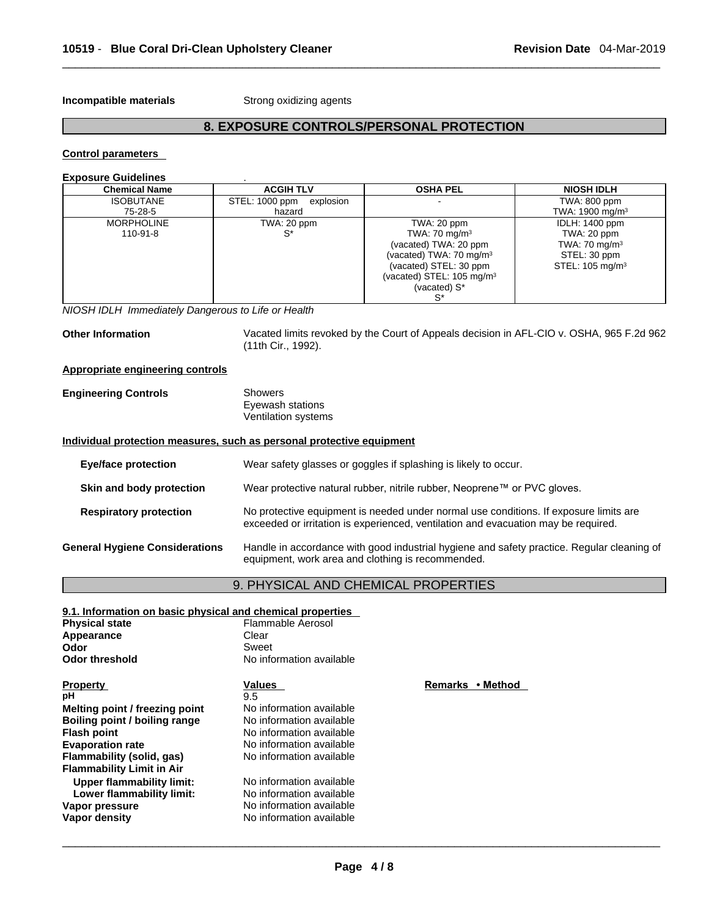**Incompatible materials** Strong oxidizing agents

## 8. EXPOSURE CONTROLS/PERSONAL PROTECTION

**Control parameters**

**Exposure Guidelines** .

| Chemical Name | ACGIH TLV | OSHA PEL | NIOSH IDLH |
|---|---|---|---|
| ISOBUTANE<br>75-28-5 | STEL: 1000 ppm explosion hazard | - | TWA: 800 ppm<br>TWA: 1900 mg/m³ |
| MORPHOLINE<br>110-91-8 | TWA: 20 ppm<br>S* | TWA: 20 ppm<br>TWA: 70 mg/m³<br>(vacated) TWA: 20 ppm<br>(vacated) TWA: 70 mg/m³<br>(vacated) STEL: 30 ppm<br>(vacated) STEL: 105 mg/m³<br>(vacated) S*<br>S* | IDLH: 1400 ppm<br>TWA: 20 ppm<br>TWA: 70 mg/m³<br>STEL: 30 ppm<br>STEL: 105 mg/m³ |

*NIOSH IDLH Immediately Dangerous to Life or Health*

**Other Information** Vacated limits revoked by the Court of Appeals decision in AFL-CIO v. OSHA, 965 F.2d 962 (11th Cir., 1992).

**Appropriate engineering controls**

**Engineering Controls** Showers
Eyewash stations
Ventilation systems

**Individual protection measures, such as personal protective equipment**

**Eye/face protection** Wear safety glasses or goggles if splashing is likely to occur.

**Skin and body protection** Wear protective natural rubber, nitrile rubber, Neoprene™ or PVC gloves.

**Respiratory protection** No protective equipment is needed under normal use conditions. If exposure limits are exceeded or irritation is experienced, ventilation and evacuation may be required.

**General Hygiene Considerations** Handle in accordance with good industrial hygiene and safety practice. Regular cleaning of equipment, work area and clothing is recommended.

## 9. PHYSICAL AND CHEMICAL PROPERTIES

**9.1. Information on basic physical and chemical properties**

**Physical state** Flammable Aerosol
**Appearance** Clear
**Odor** Sweet
**Odor threshold** No information available

| Property | Values | Remarks • Method |
|---|---|---|
| **pH** | 9.5 | |
| **Melting point / freezing point** | No information available | |
| **Boiling point / boiling range** | No information available | |
| **Flash point** | No information available | |
| **Evaporation rate** | No information available | |
| **Flammability (solid, gas)** | No information available | |
| **Flammability Limit in Air** | | |
| **Upper flammability limit:** | No information available | |
| **Lower flammability limit:** | No information available | |
| **Vapor pressure** | No information available | |
| **Vapor density** | No information available | |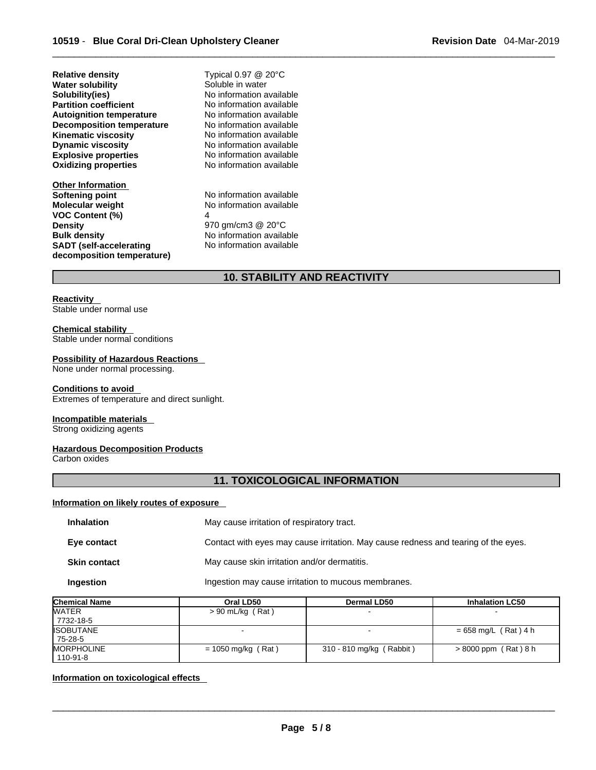| | |
|---|---|
| **Relative density** | Typical 0.97 @ 20°C |
| **Water solubility** | Soluble in water |
| **Solubility(ies)** | No information available |
| **Partition coefficient** | No information available |
| **Autoignition temperature** | No information available |
| **Decomposition temperature** | No information available |
| **Kinematic viscosity** | No information available |
| **Dynamic viscosity** | No information available |
| **Explosive properties** | No information available |
| **Oxidizing properties** | No information available |

**Other Information**

| | |
|---|---|
| **Softening point** | No information available |
| **Molecular weight** | No information available |
| **VOC Content (%)** | 4 |
| **Density** | 970 gm/cm3 @ 20°C |
| **Bulk density** | No information available |
| **SADT (self-accelerating decomposition temperature)** | No information available |

## 10. STABILITY AND REACTIVITY

**Reactivity**
Stable under normal use

**Chemical stability**
Stable under normal conditions

**Possibility of Hazardous Reactions**
None under normal processing.

**Conditions to avoid**
Extremes of temperature and direct sunlight.

**Incompatible materials**
Strong oxidizing agents

**Hazardous Decomposition Products**
Carbon oxides

## 11. TOXICOLOGICAL INFORMATION

**Information on likely routes of exposure**

| | |
|---|---|
| **Inhalation** | May cause irritation of respiratory tract. |
| **Eye contact** | Contact with eyes may cause irritation. May cause redness and tearing of the eyes. |
| **Skin contact** | May cause skin irritation and/or dermatitis. |
| **Ingestion** | Ingestion may cause irritation to mucous membranes. |

| Chemical Name | Oral LD50 | Dermal LD50 | Inhalation LC50 |
|---|---|---|---|
| WATER<br>7732-18-5 | > 90 mL/kg ( Rat ) | - | - |
| ISOBUTANE<br>75-28-5 | - | - | = 658 mg/L ( Rat ) 4 h |
| MORPHOLINE<br>110-91-8 | = 1050 mg/kg ( Rat ) | 310 - 810 mg/kg ( Rabbit ) | > 8000 ppm ( Rat ) 8 h |

**Information on toxicological effects**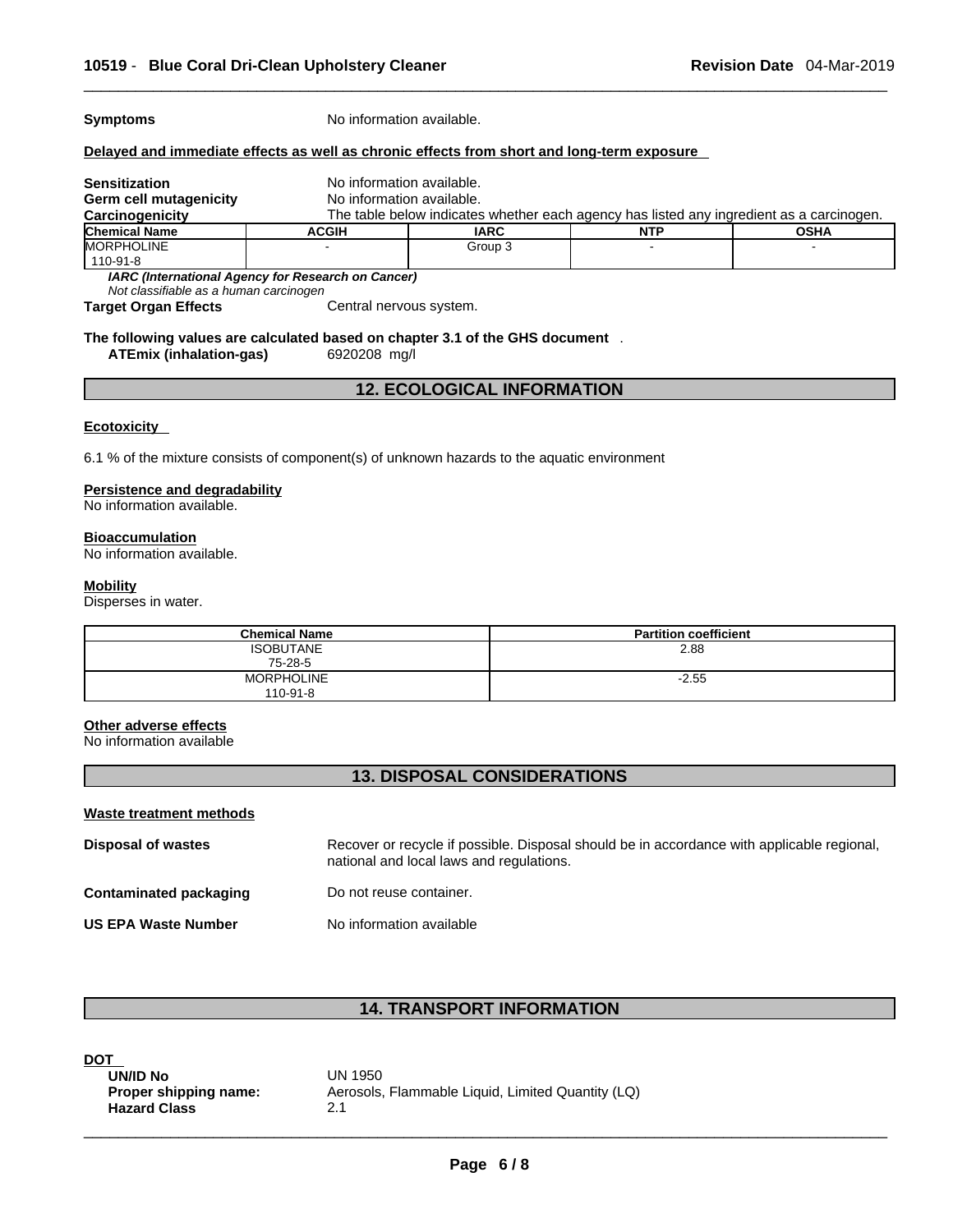**Symptoms** No information available.

**Delayed and immediate effects as well as chronic effects from short and long-term exposure**

**Sensitization** No information available.
**Germ cell mutagenicity** No information available.
**Carcinogenicity** The table below indicates whether each agency has listed any ingredient as a carcinogen.

| Chemical Name | ACGIH | IARC | NTP | OSHA |
|---|---|---|---|---|
| MORPHOLINE 110-91-8 | - | Group 3 | - | - |

*IARC (International Agency for Research on Cancer)*
*Not classifiable as a human carcinogen*

**Target Organ Effects** Central nervous system.

**The following values are calculated based on chapter 3.1 of the GHS document** .
**ATEmix (inhalation-gas)** 6920208 mg/l

## 12. ECOLOGICAL INFORMATION

**Ecotoxicity**

6.1 % of the mixture consists of component(s) of unknown hazards to the aquatic environment

**Persistence and degradability**
No information available.

**Bioaccumulation**
No information available.

**Mobility**
Disperses in water.

| Chemical Name | Partition coefficient |
|---|---|
| ISOBUTANE 75-28-5 | 2.88 |
| MORPHOLINE 110-91-8 | -2.55 |

**Other adverse effects**
No information available

## 13. DISPOSAL CONSIDERATIONS

**Waste treatment methods**

**Disposal of wastes** Recover or recycle if possible. Disposal should be in accordance with applicable regional, national and local laws and regulations.

**Contaminated packaging** Do not reuse container.

**US EPA Waste Number** No information available

## 14. TRANSPORT INFORMATION

**DOT**
**UN/ID No** UN 1950
**Proper shipping name:** Aerosols, Flammable Liquid, Limited Quantity (LQ)
**Hazard Class** 2.1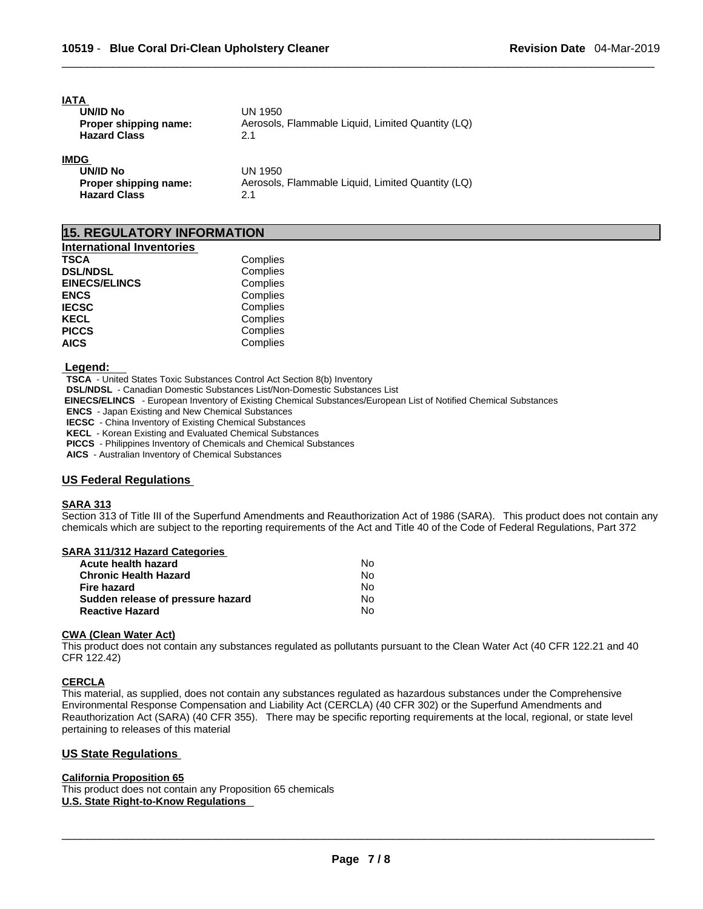**IATA**

| | |
|---|---|
| **UN/ID No** | UN 1950 |
| **Proper shipping name:** | Aerosols, Flammable Liquid, Limited Quantity (LQ) |
| **Hazard Class** | 2.1 |

**IMDG**

| | |
|---|---|
| **UN/ID No** | UN 1950 |
| **Proper shipping name:** | Aerosols, Flammable Liquid, Limited Quantity (LQ) |
| **Hazard Class** | 2.1 |

## 15. REGULATORY INFORMATION

**International Inventories**

| | |
|---|---|
| **TSCA** | Complies |
| **DSL/NDSL** | Complies |
| **EINECS/ELINCS** | Complies |
| **ENCS** | Complies |
| **IECSC** | Complies |
| **KECL** | Complies |
| **PICCS** | Complies |
| **AICS** | Complies |

**Legend:**

**TSCA** - United States Toxic Substances Control Act Section 8(b) Inventory
**DSL/NDSL** - Canadian Domestic Substances List/Non-Domestic Substances List
**EINECS/ELINCS** - European Inventory of Existing Chemical Substances/European List of Notified Chemical Substances
**ENCS** - Japan Existing and New Chemical Substances
**IECSC** - China Inventory of Existing Chemical Substances
**KECL** - Korean Existing and Evaluated Chemical Substances
**PICCS** - Philippines Inventory of Chemicals and Chemical Substances
**AICS** - Australian Inventory of Chemical Substances

### US Federal Regulations

**SARA 313**

Section 313 of Title III of the Superfund Amendments and Reauthorization Act of 1986 (SARA). This product does not contain any chemicals which are subject to the reporting requirements of the Act and Title 40 of the Code of Federal Regulations, Part 372

**SARA 311/312 Hazard Categories**

| | |
|---|---|
| **Acute health hazard** | No |
| **Chronic Health Hazard** | No |
| **Fire hazard** | No |
| **Sudden release of pressure hazard** | No |
| **Reactive Hazard** | No |

**CWA (Clean Water Act)**

This product does not contain any substances regulated as pollutants pursuant to the Clean Water Act (40 CFR 122.21 and 40 CFR 122.42)

**CERCLA**

This material, as supplied, does not contain any substances regulated as hazardous substances under the Comprehensive Environmental Response Compensation and Liability Act (CERCLA) (40 CFR 302) or the Superfund Amendments and Reauthorization Act (SARA) (40 CFR 355). There may be specific reporting requirements at the local, regional, or state level pertaining to releases of this material

### US State Regulations

**California Proposition 65**

This product does not contain any Proposition 65 chemicals

**U.S. State Right-to-Know Regulations**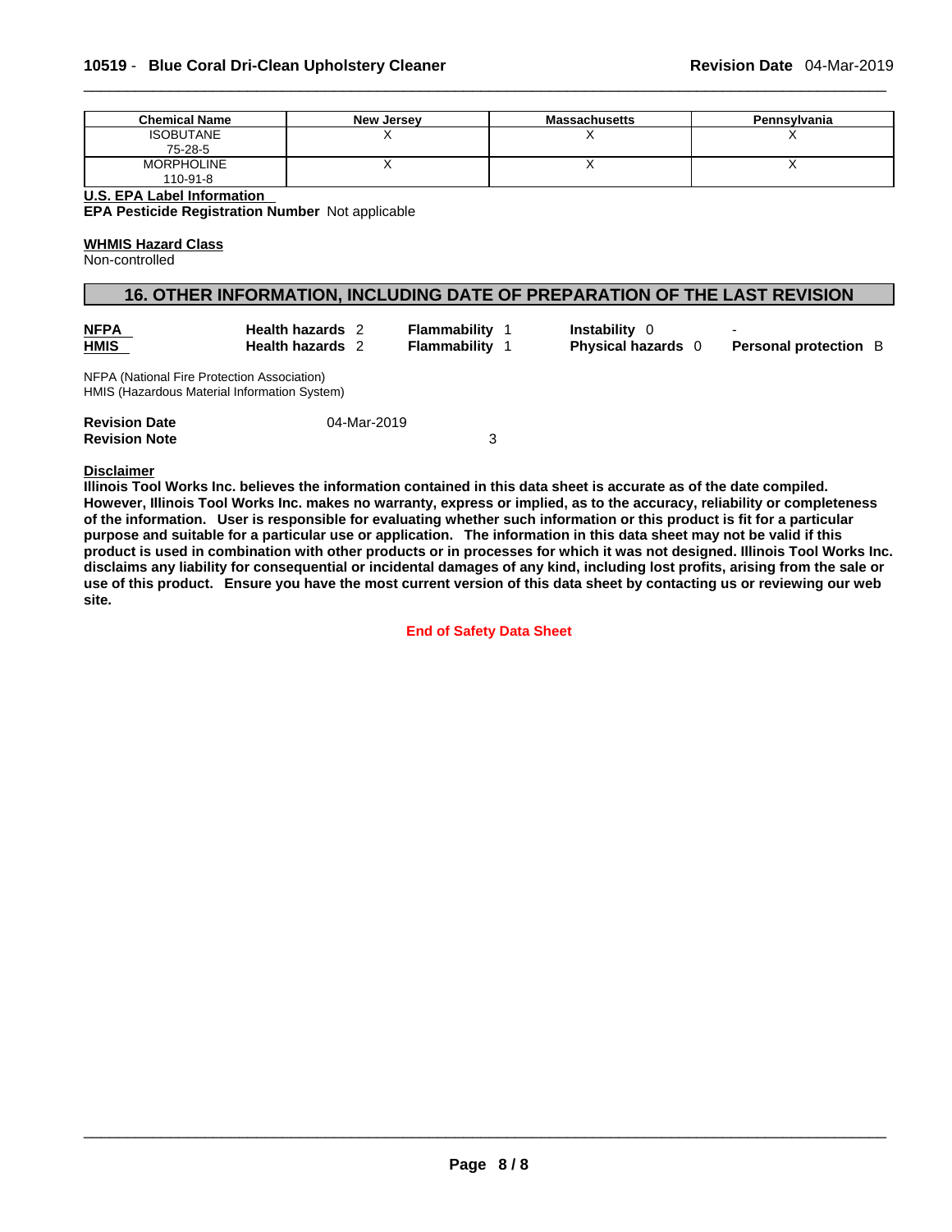| Chemical Name | New Jersey | Massachusetts | Pennsylvania |
|---|---|---|---|
| ISOBUTANE 75-28-5 | X | X | X |
| MORPHOLINE 110-91-8 | X | X | X |

**U.S. EPA Label Information**

**EPA Pesticide Registration Number** Not applicable

**WHMIS Hazard Class**

Non-controlled

## 16. OTHER INFORMATION, INCLUDING DATE OF PREPARATION OF THE LAST REVISION

| | | | | |
|---|---|---|---|---|
| **NFPA** | **Health hazards** 2 | **Flammability** 1 | **Instability** 0 | - |
| **HMIS** | **Health hazards** 2 | **Flammability** 1 | **Physical hazards** 0 | **Personal protection** B |

NFPA (National Fire Protection Association)
HMIS (Hazardous Material Information System)

**Revision Date** 04-Mar-2019
**Revision Note** 3

**Disclaimer**

**Illinois Tool Works Inc. believes the information contained in this data sheet is accurate as of the date compiled. However, Illinois Tool Works Inc. makes no warranty, express or implied, as to the accuracy, reliability or completeness of the information. User is responsible for evaluating whether such information or this product is fit for a particular purpose and suitable for a particular use or application. The information in this data sheet may not be valid if this product is used in combination with other products or in processes for which it was not designed. Illinois Tool Works Inc. disclaims any liability for consequential or incidental damages of any kind, including lost profits, arising from the sale or use of this product. Ensure you have the most current version of this data sheet by contacting us or reviewing our web site.**

**End of Safety Data Sheet**